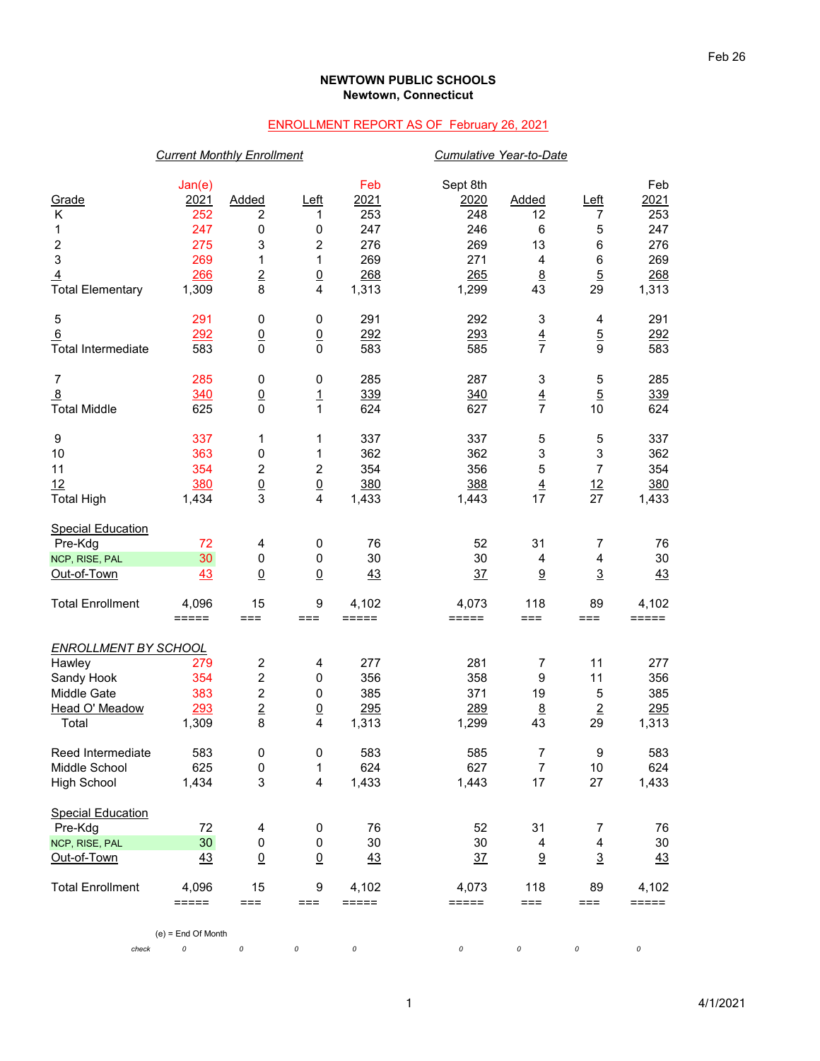Feb 26

**NEWTOWN PUBLIC SCHOOLS**
**Newtown, Connecticut**

ENROLLMENT REPORT AS OF February 26, 2021

| Grade | Jan(e) 2021 | Added | Left | Feb 2021 | Sept 8th 2020 | Added | Left | Feb 2021 |
|---|---|---|---|---|---|---|---|---|
| | *Current Monthly Enrollment* | | | | *Cumulative Year-to-Date* | | | |
| K | 252 | 2 | 1 | 253 | 248 | 12 | 7 | 253 |
| 1 | 247 | 0 | 0 | 247 | 246 | 6 | 5 | 247 |
| 2 | 275 | 3 | 2 | 276 | 269 | 13 | 6 | 276 |
| 3 | 269 | 1 | 1 | 269 | 271 | 4 | 6 | 269 |
| 4 | 266 | 2 | 0 | 268 | 265 | 8 | 5 | 268 |
| Total Elementary | 1,309 | 8 | 4 | 1,313 | 1,299 | 43 | 29 | 1,313 |
| 5 | 291 | 0 | 0 | 291 | 292 | 3 | 4 | 291 |
| 6 | 292 | 0 | 0 | 292 | 293 | 4 | 5 | 292 |
| Total Intermediate | 583 | 0 | 0 | 583 | 585 | 7 | 9 | 583 |
| 7 | 285 | 0 | 0 | 285 | 287 | 3 | 5 | 285 |
| 8 | 340 | 0 | 1 | 339 | 340 | 4 | 5 | 339 |
| Total Middle | 625 | 0 | 1 | 624 | 627 | 7 | 10 | 624 |
| 9 | 337 | 1 | 1 | 337 | 337 | 5 | 5 | 337 |
| 10 | 363 | 0 | 1 | 362 | 362 | 3 | 3 | 362 |
| 11 | 354 | 2 | 2 | 354 | 356 | 5 | 7 | 354 |
| 12 | 380 | 0 | 0 | 380 | 388 | 4 | 12 | 380 |
| Total High | 1,434 | 3 | 4 | 1,433 | 1,443 | 17 | 27 | 1,433 |
| **Special Education** | | | | | | | | |
| Pre-Kdg | 72 | 4 | 0 | 76 | 52 | 31 | 7 | 76 |
| NCP, RISE, PAL | 30 | 0 | 0 | 30 | 30 | 4 | 4 | 30 |
| Out-of-Town | 43 | 0 | 0 | 43 | 37 | 9 | 3 | 43 |
| Total Enrollment | 4,096 | 15 | 9 | 4,102 | 4,073 | 118 | 89 | 4,102 |

| *ENROLLMENT BY SCHOOL* | Jan(e) 2021 | Added | Left | Feb 2021 | Sept 8th 2020 | Added | Left | Feb 2021 |
|---|---|---|---|---|---|---|---|---|
| Hawley | 279 | 2 | 4 | 277 | 281 | 7 | 11 | 277 |
| Sandy Hook | 354 | 2 | 0 | 356 | 358 | 9 | 11 | 356 |
| Middle Gate | 383 | 2 | 0 | 385 | 371 | 19 | 5 | 385 |
| Head O' Meadow | 293 | 2 | 0 | 295 | 289 | 8 | 2 | 295 |
| Total | 1,309 | 8 | 4 | 1,313 | 1,299 | 43 | 29 | 1,313 |
| Reed Intermediate | 583 | 0 | 0 | 583 | 585 | 7 | 9 | 583 |
| Middle School | 625 | 0 | 1 | 624 | 627 | 7 | 10 | 624 |
| High School | 1,434 | 3 | 4 | 1,433 | 1,443 | 17 | 27 | 1,433 |
| **Special Education** | | | | | | | | |
| Pre-Kdg | 72 | 4 | 0 | 76 | 52 | 31 | 7 | 76 |
| NCP, RISE, PAL | 30 | 0 | 0 | 30 | 30 | 4 | 4 | 30 |
| Out-of-Town | 43 | 0 | 0 | 43 | 37 | 9 | 3 | 43 |
| Total Enrollment | 4,096 | 15 | 9 | 4,102 | 4,073 | 118 | 89 | 4,102 |
| *check* | 0 | 0 | 0 | 0 | 0 | 0 | 0 | 0 |

(e) = End Of Month

4/1/2021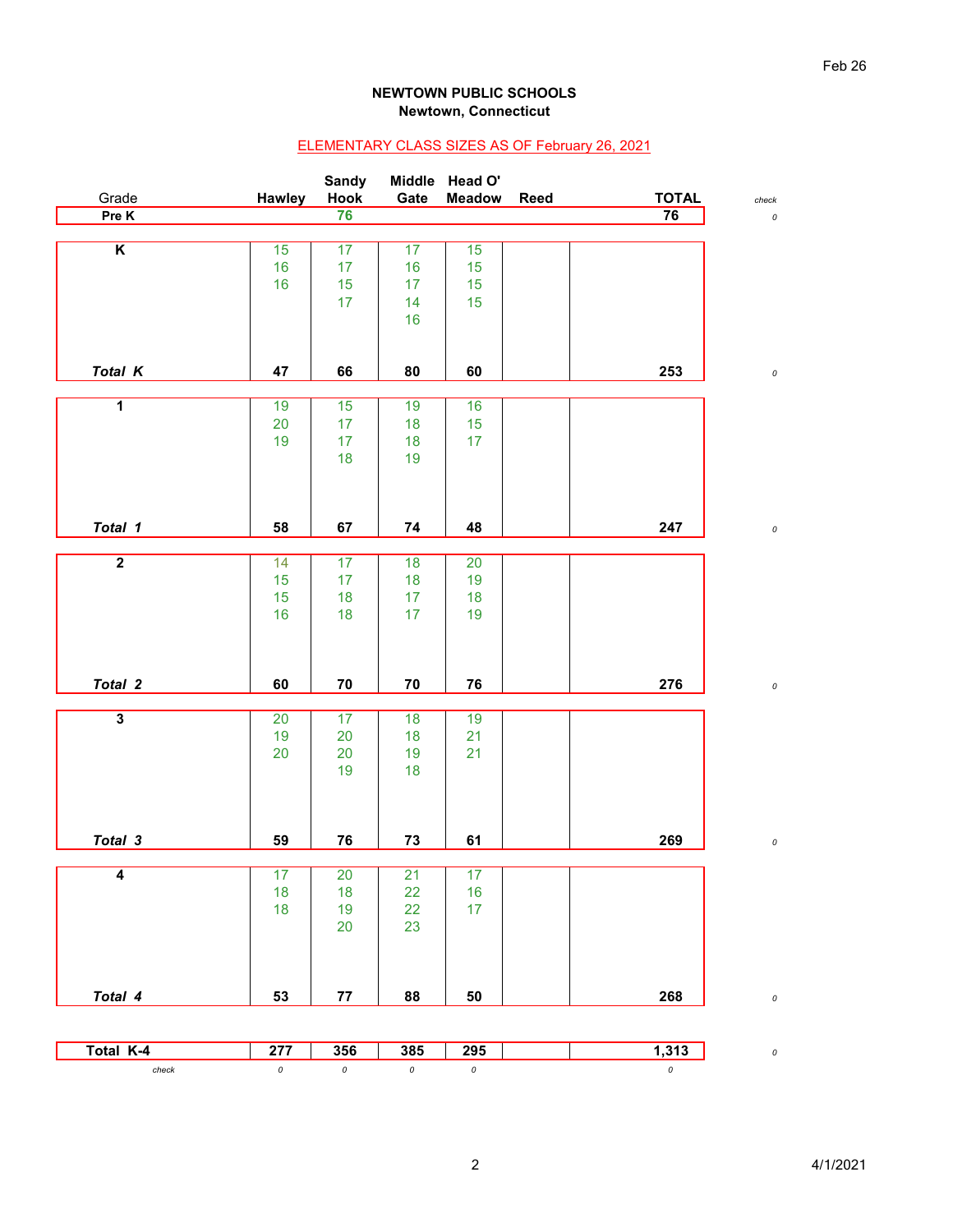Feb 26

**NEWTOWN PUBLIC SCHOOLS**
**Newtown, Connecticut**

ELEMENTARY CLASS SIZES AS OF February 26, 2021

| Grade | Hawley | Sandy Hook | Middle Gate | Head O' Meadow | Reed | TOTAL | check |
|---|---|---|---|---|---|---|---|
| **Pre K** | | 76 | | | | 76 | 0 |
| **K** | 15 | 17 | 17 | 15 | | | |
| | 16 | 17 | 16 | 15 | | | |
| | 16 | 15 | 17 | 15 | | | |
| | | 17 | 14 | 15 | | | |
| | | | 16 | | | | |
| ***Total K*** | **47** | **66** | **80** | **60** | | **253** | 0 |
| **1** | 19 | 15 | 19 | 16 | | | |
| | 20 | 17 | 18 | 15 | | | |
| | 19 | 17 | 18 | 17 | | | |
| | | 18 | 19 | | | | |
| ***Total 1*** | **58** | **67** | **74** | **48** | | **247** | 0 |
| **2** | 14 | 17 | 18 | 20 | | | |
| | 15 | 17 | 18 | 19 | | | |
| | 15 | 18 | 17 | 18 | | | |
| | 16 | 18 | 17 | 19 | | | |
| ***Total 2*** | **60** | **70** | **70** | **76** | | **276** | 0 |
| **3** | 20 | 17 | 18 | 19 | | | |
| | 19 | 20 | 18 | 21 | | | |
| | 20 | 20 | 19 | 21 | | | |
| | | 19 | 18 | | | | |
| ***Total 3*** | **59** | **76** | **73** | **61** | | **269** | 0 |
| **4** | 17 | 20 | 21 | 17 | | | |
| | 18 | 18 | 22 | 16 | | | |
| | 18 | 19 | 22 | 17 | | | |
| | | 20 | 23 | | | | |
| ***Total 4*** | **53** | **77** | **88** | **50** | | **268** | 0 |
| **Total K-4** | **277** | **356** | **385** | **295** | | **1,313** | 0 |
| *check* | *0* | *0* | *0* | *0* | | *0* | |

4/1/2021